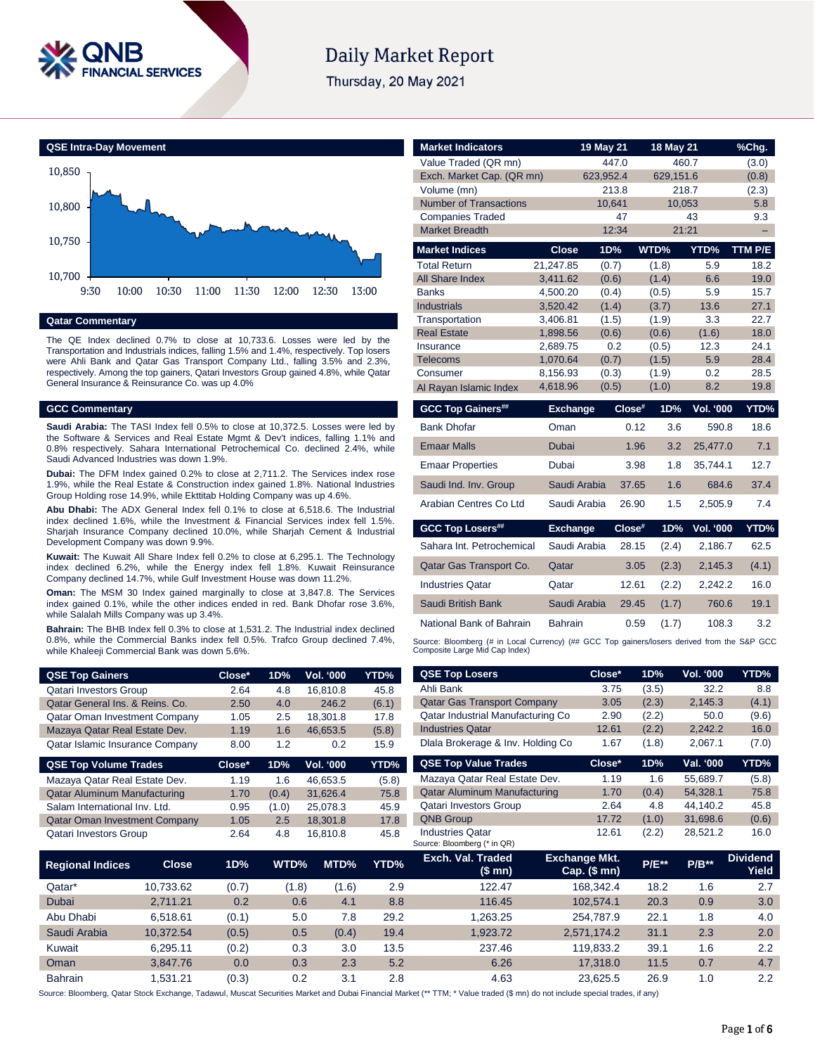# Daily Market Report

Thursday, 20 May 2021

## QSE Intra-Day Movement

## Qatar Commentary

The QE Index declined 0.7% to close at 10,733.6. Losses were led by the Transportation and Industrials indices, falling 1.5% and 1.4%, respectively. Top losers were Ahli Bank and Qatar Gas Transport Company Ltd., falling 3.5% and 2.3%, respectively. Among the top gainers, Qatari Investors Group gained 4.8%, while Qatar General Insurance & Reinsurance Co. was up 4.0%

## GCC Commentary

**Saudi Arabia:** The TASI Index fell 0.5% to close at 10,372.5. Losses were led by the Software & Services and Real Estate Mgmt & Dev't indices, falling 1.1% and 0.8% respectively. Sahara International Petrochemical Co. declined 2.4%, while Saudi Advanced Industries was down 1.9%.

**Dubai:** The DFM Index gained 0.2% to close at 2,711.2. The Services index rose 1.9%, while the Real Estate & Construction index gained 1.8%. National Industries Group Holding rose 14.9%, while Ekttitab Holding Company was up 4.6%.

**Abu Dhabi:** The ADX General Index fell 0.1% to close at 6,518.6. The Industrial index declined 1.6%, while the Investment & Financial Services index fell 1.5%. Sharjah Insurance Company declined 10.0%, while Sharjah Cement & Industrial Development Company was down 9.9%.

**Kuwait:** The Kuwait All Share Index fell 0.2% to close at 6,295.1. The Technology index declined 6.2%, while the Energy index fell 1.8%. Kuwait Reinsurance Company declined 14.7%, while Gulf Investment House was down 11.2%.

**Oman:** The MSM 30 Index gained marginally to close at 3,847.8. The Services index gained 0.1%, while the other indices ended in red. Bank Dhofar rose 3.6%, while Salalah Mills Company was up 3.4%.

**Bahrain:** The BHB Index fell 0.3% to close at 1,531.2. The Industrial index declined 0.8%, while the Commercial Banks index fell 0.5%. Trafco Group declined 7.4%, while Khaleeji Commercial Bank was down 5.6%.

| QSE Top Gainers | Close* | 1D% | Vol. '000 | YTD% |
|---|---|---|---|---|
| Qatari Investors Group | 2.64 | 4.8 | 16,810.8 | 45.8 |
| Qatar General Ins. & Reins. Co. | 2.50 | 4.0 | 246.2 | (6.1) |
| Qatar Oman Investment Company | 1.05 | 2.5 | 18,301.8 | 17.8 |
| Mazaya Qatar Real Estate Dev. | 1.19 | 1.6 | 46,653.5 | (5.8) |
| Qatar Islamic Insurance Company | 8.00 | 1.2 | 0.2 | 15.9 |

| QSE Top Volume Trades | Close* | 1D% | Vol. '000 | YTD% |
|---|---|---|---|---|
| Mazaya Qatar Real Estate Dev. | 1.19 | 1.6 | 46,653.5 | (5.8) |
| Qatar Aluminum Manufacturing | 1.70 | (0.4) | 31,626.4 | 75.8 |
| Salam International Inv. Ltd. | 0.95 | (1.0) | 25,078.3 | 45.9 |
| Qatar Oman Investment Company | 1.05 | 2.5 | 18,301.8 | 17.8 |
| Qatari Investors Group | 2.64 | 4.8 | 16,810.8 | 45.8 |

| Market Indicators | 19 May 21 | 18 May 21 | %Chg. |
|---|---|---|---|
| Value Traded (QR mn) | 447.0 | 460.7 | (3.0) |
| Exch. Market Cap. (QR mn) | 623,952.4 | 629,151.6 | (0.8) |
| Volume (mn) | 213.8 | 218.7 | (2.3) |
| Number of Transactions | 10,641 | 10,053 | 5.8 |
| Companies Traded | 47 | 43 | 9.3 |
| Market Breadth | 12:34 | 21:21 | – |

| Market Indices | Close | 1D% | WTD% | YTD% | TTM P/E |
|---|---|---|---|---|---|
| Total Return | 21,247.85 | (0.7) | (1.8) | 5.9 | 18.2 |
| All Share Index | 3,411.62 | (0.6) | (1.4) | 6.6 | 19.0 |
| Banks | 4,500.20 | (0.4) | (0.5) | 5.9 | 15.7 |
| Industrials | 3,520.42 | (1.4) | (3.7) | 13.6 | 27.1 |
| Transportation | 3,406.81 | (1.5) | (1.9) | 3.3 | 22.7 |
| Real Estate | 1,898.56 | (0.6) | (0.6) | (1.6) | 18.0 |
| Insurance | 2,689.75 | 0.2 | (0.5) | 12.3 | 24.1 |
| Telecoms | 1,070.64 | (0.7) | (1.5) | 5.9 | 28.4 |
| Consumer | 8,156.93 | (0.3) | (1.9) | 0.2 | 28.5 |
| Al Rayan Islamic Index | 4,618.96 | (0.5) | (1.0) | 8.2 | 19.8 |

| GCC Top Gainers## | Exchange | Close# | 1D% | Vol. '000 | YTD% |
|---|---|---|---|---|---|
| Bank Dhofar | Oman | 0.12 | 3.6 | 590.8 | 18.6 |
| Emaar Malls | Dubai | 1.96 | 3.2 | 25,477.0 | 7.1 |
| Emaar Properties | Dubai | 3.98 | 1.8 | 35,744.1 | 12.7 |
| Saudi Ind. Inv. Group | Saudi Arabia | 37.65 | 1.6 | 684.6 | 37.4 |
| Arabian Centres Co Ltd | Saudi Arabia | 26.90 | 1.5 | 2,505.9 | 7.4 |

| GCC Top Losers## | Exchange | Close# | 1D% | Vol. '000 | YTD% |
|---|---|---|---|---|---|
| Sahara Int. Petrochemical | Saudi Arabia | 28.15 | (2.4) | 2,186.7 | 62.5 |
| Qatar Gas Transport Co. | Qatar | 3.05 | (2.3) | 2,145.3 | (4.1) |
| Industries Qatar | Qatar | 12.61 | (2.2) | 2,242.2 | 16.0 |
| Saudi British Bank | Saudi Arabia | 29.45 | (1.7) | 760.6 | 19.1 |
| National Bank of Bahrain | Bahrain | 0.59 | (1.7) | 108.3 | 3.2 |

Source: Bloomberg (# in Local Currency) (## GCC Top gainers/losers derived from the S&P GCC Composite Large Mid Cap Index)

| QSE Top Losers | Close* | 1D% | Vol. '000 | YTD% |
|---|---|---|---|---|
| Ahli Bank | 3.75 | (3.5) | 32.2 | 8.8 |
| Qatar Gas Transport Company | 3.05 | (2.3) | 2,145.3 | (4.1) |
| Qatar Industrial Manufacturing Co | 2.90 | (2.2) | 50.0 | (9.6) |
| Industries Qatar | 12.61 | (2.2) | 2,242.2 | 16.0 |
| Dlala Brokerage & Inv. Holding Co | 1.67 | (1.8) | 2,067.1 | (7.0) |

| QSE Top Value Trades | Close* | 1D% | Val. '000 | YTD% |
|---|---|---|---|---|
| Mazaya Qatar Real Estate Dev. | 1.19 | 1.6 | 55,689.7 | (5.8) |
| Qatar Aluminum Manufacturing | 1.70 | (0.4) | 54,328.1 | 75.8 |
| Qatari Investors Group | 2.64 | 4.8 | 44,140.2 | 45.8 |
| QNB Group | 17.72 | (1.0) | 31,698.6 | (0.6) |
| Industries Qatar | 12.61 | (2.2) | 28,521.2 | 16.0 |

Source: Bloomberg (* in QR)

| Regional Indices | Close | 1D% | WTD% | MTD% | YTD% | Exch. Val. Traded ($ mn) | Exchange Mkt. Cap. ($ mn) | P/E** | P/B** | Dividend Yield |
|---|---|---|---|---|---|---|---|---|---|---|
| Qatar* | 10,733.62 | (0.7) | (1.8) | (1.6) | 2.9 | 122.47 | 168,342.4 | 18.2 | 1.6 | 2.7 |
| Dubai | 2,711.21 | 0.2 | 0.6 | 4.1 | 8.8 | 116.45 | 102,574.1 | 20.3 | 0.9 | 3.0 |
| Abu Dhabi | 6,518.61 | (0.1) | 5.0 | 7.8 | 29.2 | 1,263.25 | 254,787.9 | 22.1 | 1.8 | 4.0 |
| Saudi Arabia | 10,372.54 | (0.5) | 0.5 | (0.4) | 19.4 | 1,923.72 | 2,571,174.2 | 31.1 | 2.3 | 2.0 |
| Kuwait | 6,295.11 | (0.2) | 0.3 | 3.0 | 13.5 | 237.46 | 119,833.2 | 39.1 | 1.6 | 2.2 |
| Oman | 3,847.76 | 0.0 | 0.3 | 2.3 | 5.2 | 6.26 | 17,318.0 | 11.5 | 0.7 | 4.7 |
| Bahrain | 1,531.21 | (0.3) | 0.2 | 3.1 | 2.8 | 4.63 | 23,625.5 | 26.9 | 1.0 | 2.2 |

Source: Bloomberg, Qatar Stock Exchange, Tadawul, Muscat Securities Market and Dubai Financial Market (** TTM; * Value traded ($ mn) do not include special trades, if any)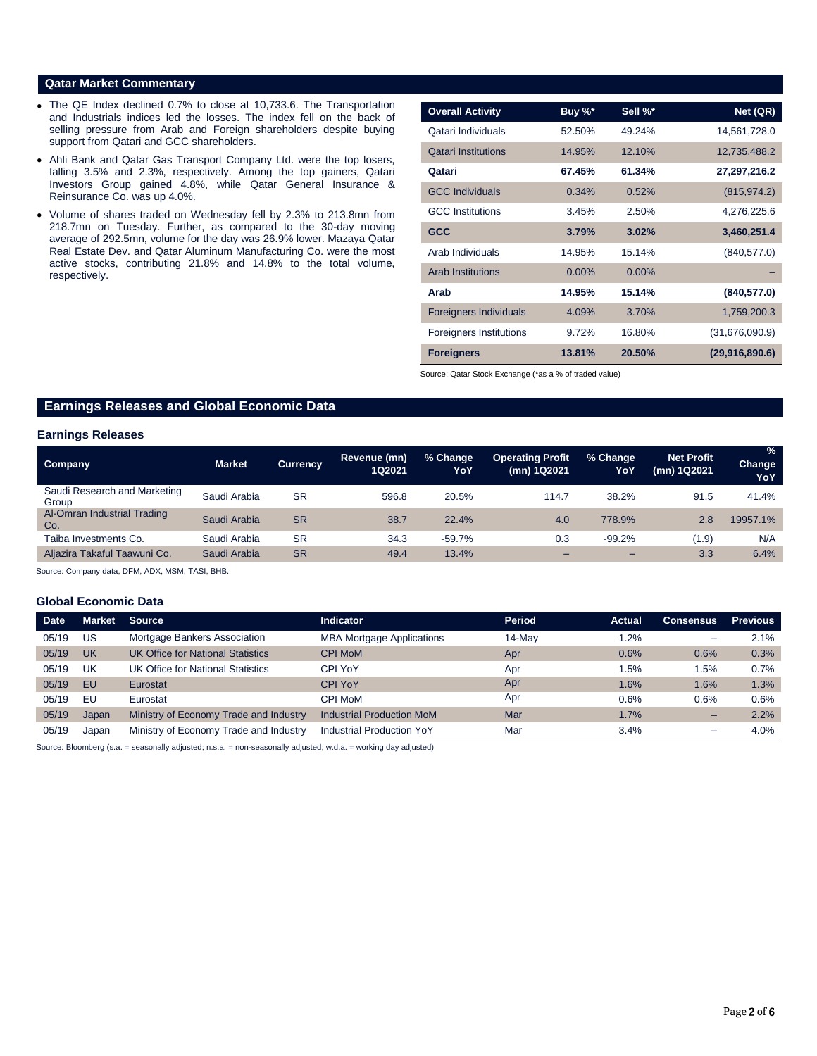## Qatar Market Commentary

- The QE Index declined 0.7% to close at 10,733.6. The Transportation and Industrials indices led the losses. The index fell on the back of selling pressure from Arab and Foreign shareholders despite buying support from Qatari and GCC shareholders.
- Ahli Bank and Qatar Gas Transport Company Ltd. were the top losers, falling 3.5% and 2.3%, respectively. Among the top gainers, Qatari Investors Group gained 4.8%, while Qatar General Insurance & Reinsurance Co. was up 4.0%.
- Volume of shares traded on Wednesday fell by 2.3% to 213.8mn from 218.7mn on Tuesday. Further, as compared to the 30-day moving average of 292.5mn, volume for the day was 26.9% lower. Mazaya Qatar Real Estate Dev. and Qatar Aluminum Manufacturing Co. were the most active stocks, contributing 21.8% and 14.8% to the total volume, respectively.

| Overall Activity | Buy %* | Sell %* | Net (QR) |
|---|---|---|---|
| Qatari Individuals | 52.50% | 49.24% | 14,561,728.0 |
| Qatari Institutions | 14.95% | 12.10% | 12,735,488.2 |
| **Qatari** | **67.45%** | **61.34%** | **27,297,216.2** |
| GCC Individuals | 0.34% | 0.52% | (815,974.2) |
| GCC Institutions | 3.45% | 2.50% | 4,276,225.6 |
| **GCC** | **3.79%** | **3.02%** | **3,460,251.4** |
| Arab Individuals | 14.95% | 15.14% | (840,577.0) |
| Arab Institutions | 0.00% | 0.00% | – |
| **Arab** | **14.95%** | **15.14%** | **(840,577.0)** |
| Foreigners Individuals | 4.09% | 3.70% | 1,759,200.3 |
| Foreigners Institutions | 9.72% | 16.80% | (31,676,090.9) |
| **Foreigners** | **13.81%** | **20.50%** | **(29,916,890.6)** |

Source: Qatar Stock Exchange (*as a % of traded value)

## Earnings Releases and Global Economic Data

### Earnings Releases

| Company | Market | Currency | Revenue (mn) 1Q2021 | % Change YoY | Operating Profit (mn) 1Q2021 | % Change YoY | Net Profit (mn) 1Q2021 | % Change YoY |
|---|---|---|---|---|---|---|---|---|
| Saudi Research and Marketing Group | Saudi Arabia | SR | 596.8 | 20.5% | 114.7 | 38.2% | 91.5 | 41.4% |
| Al-Omran Industrial Trading Co. | Saudi Arabia | SR | 38.7 | 22.4% | 4.0 | 778.9% | 2.8 | 19957.1% |
| Taiba Investments Co. | Saudi Arabia | SR | 34.3 | -59.7% | 0.3 | -99.2% | (1.9) | N/A |
| Aljazira Takaful Taawuni Co. | Saudi Arabia | SR | 49.4 | 13.4% | – | – | 3.3 | 6.4% |

Source: Company data, DFM, ADX, MSM, TASI, BHB.

### Global Economic Data

| Date | Market | Source | Indicator | Period | Actual | Consensus | Previous |
|---|---|---|---|---|---|---|---|
| 05/19 | US | Mortgage Bankers Association | MBA Mortgage Applications | 14-May | 1.2% | – | 2.1% |
| 05/19 | UK | UK Office for National Statistics | CPI MoM | Apr | 0.6% | 0.6% | 0.3% |
| 05/19 | UK | UK Office for National Statistics | CPI YoY | Apr | 1.5% | 1.5% | 0.7% |
| 05/19 | EU | Eurostat | CPI YoY | Apr | 1.6% | 1.6% | 1.3% |
| 05/19 | EU | Eurostat | CPI MoM | Apr | 0.6% | 0.6% | 0.6% |
| 05/19 | Japan | Ministry of Economy Trade and Industry | Industrial Production MoM | Mar | 1.7% | – | 2.2% |
| 05/19 | Japan | Ministry of Economy Trade and Industry | Industrial Production YoY | Mar | 3.4% | – | 4.0% |

Source: Bloomberg (s.a. = seasonally adjusted; n.s.a. = non-seasonally adjusted; w.d.a. = working day adjusted)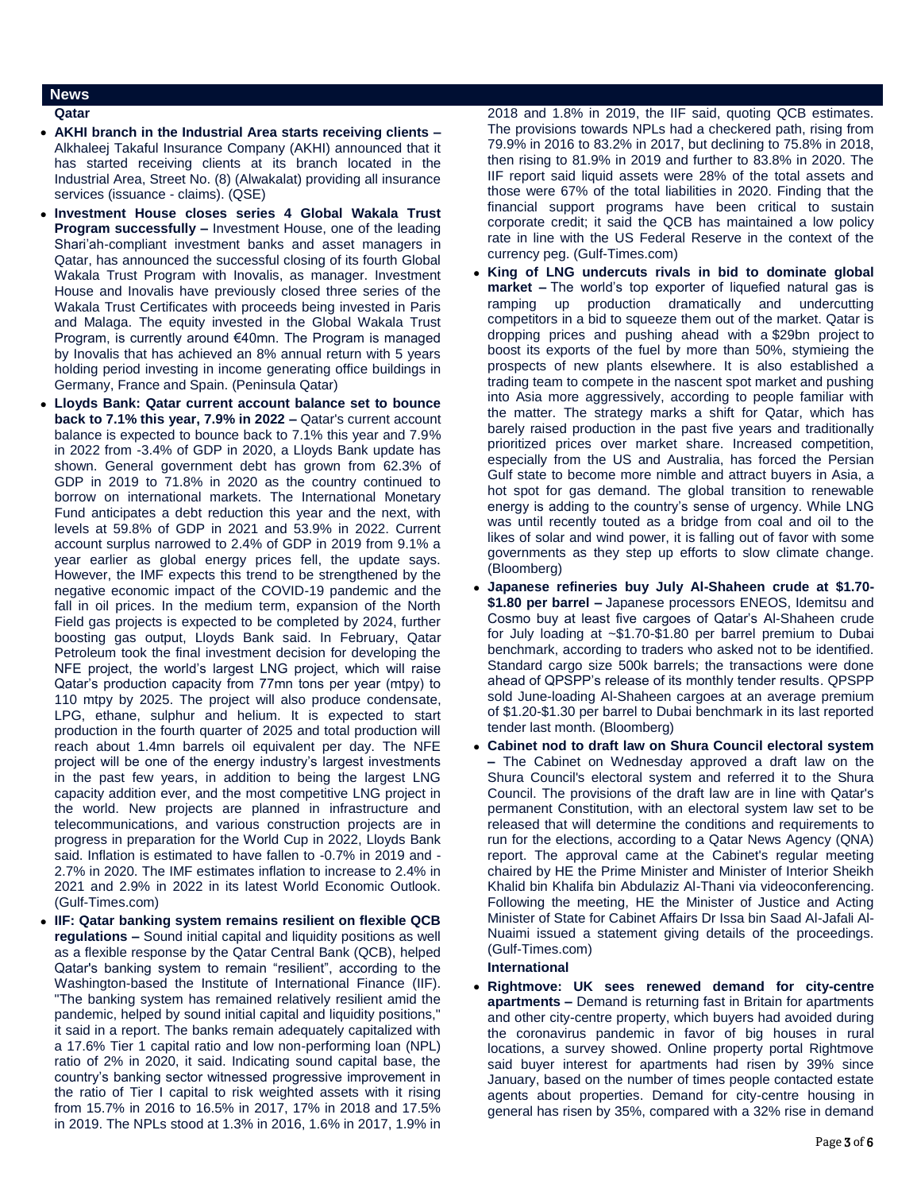## News

### Qatar

- **AKHI branch in the Industrial Area starts receiving clients –** Alkhaleej Takaful Insurance Company (AKHI) announced that it has started receiving clients at its branch located in the Industrial Area, Street No. (8) (Alwakalat) providing all insurance services (issuance - claims). (QSE)
- **Investment House closes series 4 Global Wakala Trust Program successfully –** Investment House, one of the leading Shari'ah-compliant investment banks and asset managers in Qatar, has announced the successful closing of its fourth Global Wakala Trust Program with Inovalis, as manager. Investment House and Inovalis have previously closed three series of the Wakala Trust Certificates with proceeds being invested in Paris and Malaga. The equity invested in the Global Wakala Trust Program, is currently around €40mn. The Program is managed by Inovalis that has achieved an 8% annual return with 5 years holding period investing in income generating office buildings in Germany, France and Spain. (Peninsula Qatar)
- **Lloyds Bank: Qatar current account balance set to bounce back to 7.1% this year, 7.9% in 2022 –** Qatar's current account balance is expected to bounce back to 7.1% this year and 7.9% in 2022 from -3.4% of GDP in 2020, a Lloyds Bank update has shown. General government debt has grown from 62.3% of GDP in 2019 to 71.8% in 2020 as the country continued to borrow on international markets. The International Monetary Fund anticipates a debt reduction this year and the next, with levels at 59.8% of GDP in 2021 and 53.9% in 2022. Current account surplus narrowed to 2.4% of GDP in 2019 from 9.1% a year earlier as global energy prices fell, the update says. However, the IMF expects this trend to be strengthened by the negative economic impact of the COVID-19 pandemic and the fall in oil prices. In the medium term, expansion of the North Field gas projects is expected to be completed by 2024, further boosting gas output, Lloyds Bank said. In February, Qatar Petroleum took the final investment decision for developing the NFE project, the world's largest LNG project, which will raise Qatar's production capacity from 77mn tons per year (mtpy) to 110 mtpy by 2025. The project will also produce condensate, LPG, ethane, sulphur and helium. It is expected to start production in the fourth quarter of 2025 and total production will reach about 1.4mn barrels oil equivalent per day. The NFE project will be one of the energy industry's largest investments in the past few years, in addition to being the largest LNG capacity addition ever, and the most competitive LNG project in the world. New projects are planned in infrastructure and telecommunications, and various construction projects are in progress in preparation for the World Cup in 2022, Lloyds Bank said. Inflation is estimated to have fallen to -0.7% in 2019 and -2.7% in 2020. The IMF estimates inflation to increase to 2.4% in 2021 and 2.9% in 2022 in its latest World Economic Outlook. (Gulf-Times.com)
- **IIF: Qatar banking system remains resilient on flexible QCB regulations –** Sound initial capital and liquidity positions as well as a flexible response by the Qatar Central Bank (QCB), helped Qatar's banking system to remain "resilient", according to the Washington-based the Institute of International Finance (IIF). "The banking system has remained relatively resilient amid the pandemic, helped by sound initial capital and liquidity positions," it said in a report. The banks remain adequately capitalized with a 17.6% Tier 1 capital ratio and low non-performing loan (NPL) ratio of 2% in 2020, it said. Indicating sound capital base, the country's banking sector witnessed progressive improvement in the ratio of Tier I capital to risk weighted assets with it rising from 15.7% in 2016 to 16.5% in 2017, 17% in 2018 and 17.5% in 2019. The NPLs stood at 1.3% in 2016, 1.6% in 2017, 1.9% in 2018 and 1.8% in 2019, the IIF said, quoting QCB estimates. The provisions towards NPLs had a checkered path, rising from 79.9% in 2016 to 83.2% in 2017, but declining to 75.8% in 2018, then rising to 81.9% in 2019 and further to 83.8% in 2020. The IIF report said liquid assets were 28% of the total assets and those were 67% of the total liabilities in 2020. Finding that the financial support programs have been critical to sustain corporate credit; it said the QCB has maintained a low policy rate in line with the US Federal Reserve in the context of the currency peg. (Gulf-Times.com)
- **King of LNG undercuts rivals in bid to dominate global market –** The world's top exporter of liquefied natural gas is ramping up production dramatically and undercutting competitors in a bid to squeeze them out of the market. Qatar is dropping prices and pushing ahead with a $29bn project to boost its exports of the fuel by more than 50%, stymieing the prospects of new plants elsewhere. It is also established a trading team to compete in the nascent spot market and pushing into Asia more aggressively, according to people familiar with the matter. The strategy marks a shift for Qatar, which has barely raised production in the past five years and traditionally prioritized prices over market share. Increased competition, especially from the US and Australia, has forced the Persian Gulf state to become more nimble and attract buyers in Asia, a hot spot for gas demand. The global transition to renewable energy is adding to the country's sense of urgency. While LNG was until recently touted as a bridge from coal and oil to the likes of solar and wind power, it is falling out of favor with some governments as they step up efforts to slow climate change. (Bloomberg)
- **Japanese refineries buy July Al-Shaheen crude at $1.70-$1.80 per barrel –** Japanese processors ENEOS, Idemitsu and Cosmo buy at least five cargoes of Qatar's Al-Shaheen crude for July loading at ~$1.70-$1.80 per barrel premium to Dubai benchmark, according to traders who asked not to be identified. Standard cargo size 500k barrels; the transactions were done ahead of QPSPP's release of its monthly tender results. QPSPP sold June-loading Al-Shaheen cargoes at an average premium of $1.20-$1.30 per barrel to Dubai benchmark in its last reported tender last month. (Bloomberg)
- **Cabinet nod to draft law on Shura Council electoral system –** The Cabinet on Wednesday approved a draft law on the Shura Council's electoral system and referred it to the Shura Council. The provisions of the draft law are in line with Qatar's permanent Constitution, with an electoral system law set to be released that will determine the conditions and requirements to run for the elections, according to a Qatar News Agency (QNA) report. The approval came at the Cabinet's regular meeting chaired by HE the Prime Minister and Minister of Interior Sheikh Khalid bin Khalifa bin Abdulaziz Al-Thani via videoconferencing. Following the meeting, HE the Minister of Justice and Acting Minister of State for Cabinet Affairs Dr Issa bin Saad Al-Jafali Al-Nuaimi issued a statement giving details of the proceedings. (Gulf-Times.com)

### International

- **Rightmove: UK sees renewed demand for city-centre apartments –** Demand is returning fast in Britain for apartments and other city-centre property, which buyers had avoided during the coronavirus pandemic in favor of big houses in rural locations, a survey showed. Online property portal Rightmove said buyer interest for apartments had risen by 39% since January, based on the number of times people contacted estate agents about properties. Demand for city-centre housing in general has risen by 35%, compared with a 32% rise in demand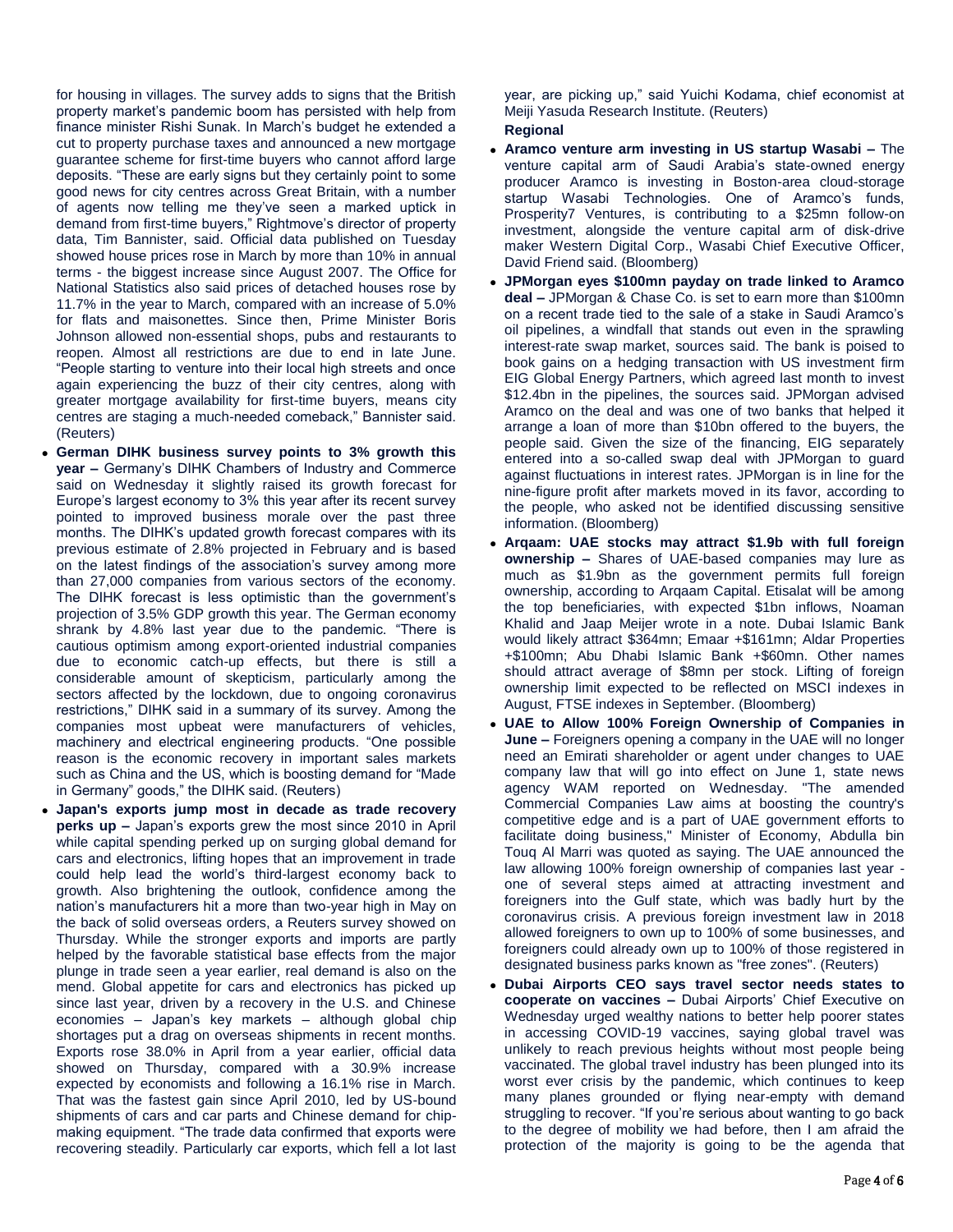for housing in villages. The survey adds to signs that the British property market's pandemic boom has persisted with help from finance minister Rishi Sunak. In March's budget he extended a cut to property purchase taxes and announced a new mortgage guarantee scheme for first-time buyers who cannot afford large deposits. "These are early signs but they certainly point to some good news for city centres across Great Britain, with a number of agents now telling me they've seen a marked uptick in demand from first-time buyers," Rightmove's director of property data, Tim Bannister, said. Official data published on Tuesday showed house prices rose in March by more than 10% in annual terms - the biggest increase since August 2007. The Office for National Statistics also said prices of detached houses rose by 11.7% in the year to March, compared with an increase of 5.0% for flats and maisonettes. Since then, Prime Minister Boris Johnson allowed non-essential shops, pubs and restaurants to reopen. Almost all restrictions are due to end in late June. "People starting to venture into their local high streets and once again experiencing the buzz of their city centres, along with greater mortgage availability for first-time buyers, means city centres are staging a much-needed comeback," Bannister said. (Reuters)

- **German DIHK business survey points to 3% growth this year –** Germany's DIHK Chambers of Industry and Commerce said on Wednesday it slightly raised its growth forecast for Europe's largest economy to 3% this year after its recent survey pointed to improved business morale over the past three months. The DIHK's updated growth forecast compares with its previous estimate of 2.8% projected in February and is based on the latest findings of the association's survey among more than 27,000 companies from various sectors of the economy. The DIHK forecast is less optimistic than the government's projection of 3.5% GDP growth this year. The German economy shrank by 4.8% last year due to the pandemic. "There is cautious optimism among export-oriented industrial companies due to economic catch-up effects, but there is still a considerable amount of skepticism, particularly among the sectors affected by the lockdown, due to ongoing coronavirus restrictions," DIHK said in a summary of its survey. Among the companies most upbeat were manufacturers of vehicles, machinery and electrical engineering products. "One possible reason is the economic recovery in important sales markets such as China and the US, which is boosting demand for "Made in Germany" goods," the DIHK said. (Reuters)
- **Japan's exports jump most in decade as trade recovery perks up –** Japan's exports grew the most since 2010 in April while capital spending perked up on surging global demand for cars and electronics, lifting hopes that an improvement in trade could help lead the world's third-largest economy back to growth. Also brightening the outlook, confidence among the nation's manufacturers hit a more than two-year high in May on the back of solid overseas orders, a Reuters survey showed on Thursday. While the stronger exports and imports are partly helped by the favorable statistical base effects from the major plunge in trade seen a year earlier, real demand is also on the mend. Global appetite for cars and electronics has picked up since last year, driven by a recovery in the U.S. and Chinese economies – Japan's key markets – although global chip shortages put a drag on overseas shipments in recent months. Exports rose 38.0% in April from a year earlier, official data showed on Thursday, compared with a 30.9% increase expected by economists and following a 16.1% rise in March. That was the fastest gain since April 2010, led by US-bound shipments of cars and car parts and Chinese demand for chip-making equipment. "The trade data confirmed that exports were recovering steadily. Particularly car exports, which fell a lot last year, are picking up," said Yuichi Kodama, chief economist at Meiji Yasuda Research Institute. (Reuters)

**Regional**

- **Aramco venture arm investing in US startup Wasabi –** The venture capital arm of Saudi Arabia's state-owned energy producer Aramco is investing in Boston-area cloud-storage startup Wasabi Technologies. One of Aramco's funds, Prosperity7 Ventures, is contributing to a $25mn follow-on investment, alongside the venture capital arm of disk-drive maker Western Digital Corp., Wasabi Chief Executive Officer, David Friend said. (Bloomberg)
- **JPMorgan eyes $100mn payday on trade linked to Aramco deal –** JPMorgan & Chase Co. is set to earn more than $100mn on a recent trade tied to the sale of a stake in Saudi Aramco's oil pipelines, a windfall that stands out even in the sprawling interest-rate swap market, sources said. The bank is poised to book gains on a hedging transaction with US investment firm EIG Global Energy Partners, which agreed last month to invest $12.4bn in the pipelines, the sources said. JPMorgan advised Aramco on the deal and was one of two banks that helped it arrange a loan of more than $10bn offered to the buyers, the people said. Given the size of the financing, EIG separately entered into a so-called swap deal with JPMorgan to guard against fluctuations in interest rates. JPMorgan is in line for the nine-figure profit after markets moved in its favor, according to the people, who asked not be identified discussing sensitive information. (Bloomberg)
- **Arqaam: UAE stocks may attract $1.9b with full foreign ownership –** Shares of UAE-based companies may lure as much as $1.9bn as the government permits full foreign ownership, according to Arqaam Capital. Etisalat will be among the top beneficiaries, with expected $1bn inflows, Noaman Khalid and Jaap Meijer wrote in a note. Dubai Islamic Bank would likely attract $364mn; Emaar +$161mn; Aldar Properties +$100mn; Abu Dhabi Islamic Bank +$60mn. Other names should attract average of $8mn per stock. Lifting of foreign ownership limit expected to be reflected on MSCI indexes in August, FTSE indexes in September. (Bloomberg)
- **UAE to Allow 100% Foreign Ownership of Companies in June –** Foreigners opening a company in the UAE will no longer need an Emirati shareholder or agent under changes to UAE company law that will go into effect on June 1, state news agency WAM reported on Wednesday. "The amended Commercial Companies Law aims at boosting the country's competitive edge and is a part of UAE government efforts to facilitate doing business," Minister of Economy, Abdulla bin Touq Al Marri was quoted as saying. The UAE announced the law allowing 100% foreign ownership of companies last year - one of several steps aimed at attracting investment and foreigners into the Gulf state, which was badly hurt by the coronavirus crisis. A previous foreign investment law in 2018 allowed foreigners to own up to 100% of some businesses, and foreigners could already own up to 100% of those registered in designated business parks known as "free zones". (Reuters)
- **Dubai Airports CEO says travel sector needs states to cooperate on vaccines –** Dubai Airports' Chief Executive on Wednesday urged wealthy nations to better help poorer states in accessing COVID-19 vaccines, saying global travel was unlikely to reach previous heights without most people being vaccinated. The global travel industry has been plunged into its worst ever crisis by the pandemic, which continues to keep many planes grounded or flying near-empty with demand struggling to recover. "If you're serious about wanting to go back to the degree of mobility we had before, then I am afraid the protection of the majority is going to be the agenda that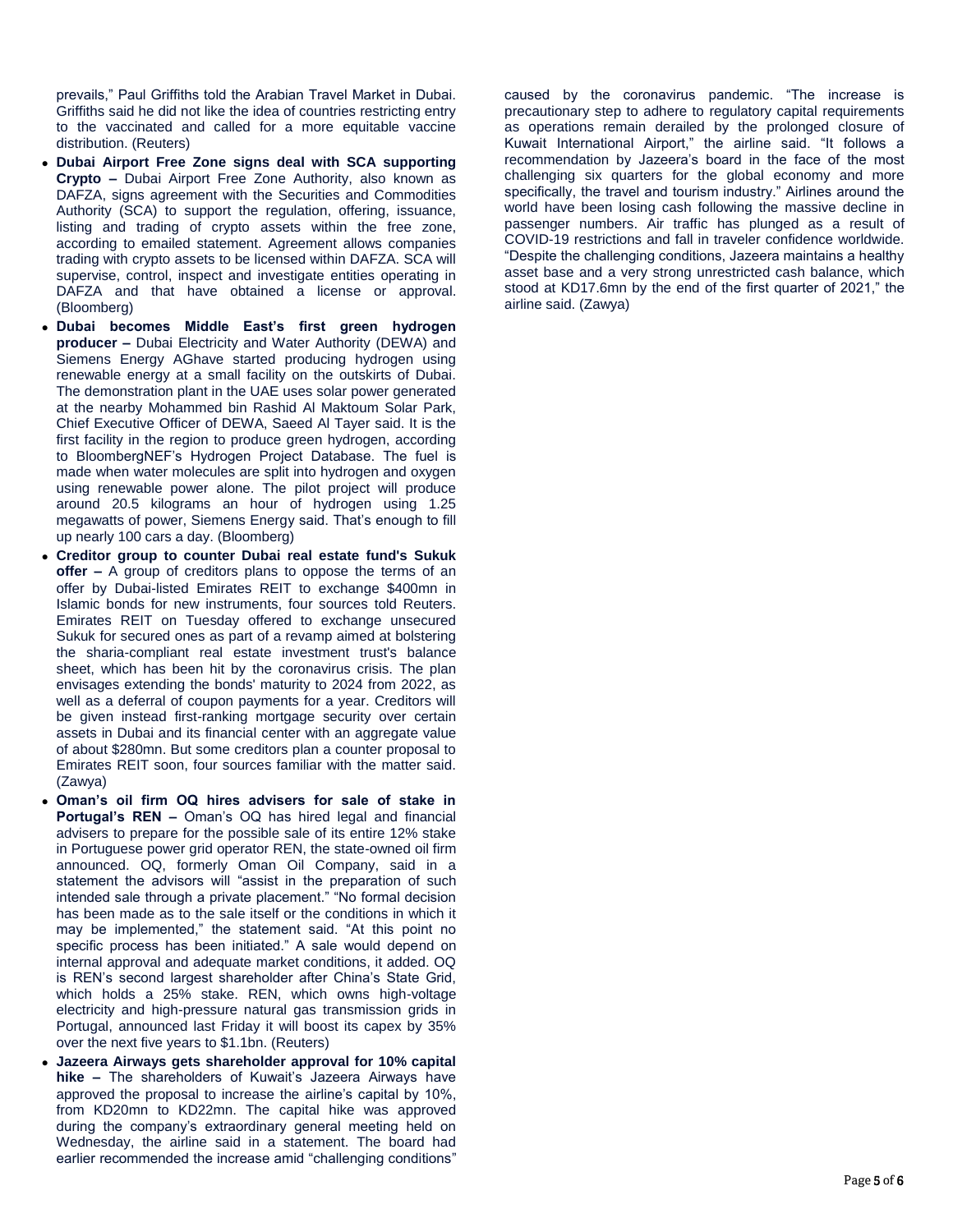prevails," Paul Griffiths told the Arabian Travel Market in Dubai. Griffiths said he did not like the idea of countries restricting entry to the vaccinated and called for a more equitable vaccine distribution. (Reuters)

- **Dubai Airport Free Zone signs deal with SCA supporting Crypto –** Dubai Airport Free Zone Authority, also known as DAFZA, signs agreement with the Securities and Commodities Authority (SCA) to support the regulation, offering, issuance, listing and trading of crypto assets within the free zone, according to emailed statement. Agreement allows companies trading with crypto assets to be licensed within DAFZA. SCA will supervise, control, inspect and investigate entities operating in DAFZA and that have obtained a license or approval. (Bloomberg)
- **Dubai becomes Middle East's first green hydrogen producer –** Dubai Electricity and Water Authority (DEWA) and Siemens Energy AGhave started producing hydrogen using renewable energy at a small facility on the outskirts of Dubai. The demonstration plant in the UAE uses solar power generated at the nearby Mohammed bin Rashid Al Maktoum Solar Park, Chief Executive Officer of DEWA, Saeed Al Tayer said. It is the first facility in the region to produce green hydrogen, according to BloombergNEF's Hydrogen Project Database. The fuel is made when water molecules are split into hydrogen and oxygen using renewable power alone. The pilot project will produce around 20.5 kilograms an hour of hydrogen using 1.25 megawatts of power, Siemens Energy said. That's enough to fill up nearly 100 cars a day. (Bloomberg)
- **Creditor group to counter Dubai real estate fund's Sukuk offer –** A group of creditors plans to oppose the terms of an offer by Dubai-listed Emirates REIT to exchange $400mn in Islamic bonds for new instruments, four sources told Reuters. Emirates REIT on Tuesday offered to exchange unsecured Sukuk for secured ones as part of a revamp aimed at bolstering the sharia-compliant real estate investment trust's balance sheet, which has been hit by the coronavirus crisis. The plan envisages extending the bonds' maturity to 2024 from 2022, as well as a deferral of coupon payments for a year. Creditors will be given instead first-ranking mortgage security over certain assets in Dubai and its financial center with an aggregate value of about $280mn. But some creditors plan a counter proposal to Emirates REIT soon, four sources familiar with the matter said. (Zawya)
- **Oman's oil firm OQ hires advisers for sale of stake in Portugal's REN –** Oman's OQ has hired legal and financial advisers to prepare for the possible sale of its entire 12% stake in Portuguese power grid operator REN, the state-owned oil firm announced. OQ, formerly Oman Oil Company, said in a statement the advisors will "assist in the preparation of such intended sale through a private placement." "No formal decision has been made as to the sale itself or the conditions in which it may be implemented," the statement said. "At this point no specific process has been initiated." A sale would depend on internal approval and adequate market conditions, it added. OQ is REN's second largest shareholder after China's State Grid, which holds a 25% stake. REN, which owns high-voltage electricity and high-pressure natural gas transmission grids in Portugal, announced last Friday it will boost its capex by 35% over the next five years to $1.1bn. (Reuters)
- **Jazeera Airways gets shareholder approval for 10% capital hike –** The shareholders of Kuwait's Jazeera Airways have approved the proposal to increase the airline's capital by 10%, from KD20mn to KD22mn. The capital hike was approved during the company's extraordinary general meeting held on Wednesday, the airline said in a statement. The board had earlier recommended the increase amid "challenging conditions" caused by the coronavirus pandemic. "The increase is precautionary step to adhere to regulatory capital requirements as operations remain derailed by the prolonged closure of Kuwait International Airport," the airline said. "It follows a recommendation by Jazeera's board in the face of the most challenging six quarters for the global economy and more specifically, the travel and tourism industry." Airlines around the world have been losing cash following the massive decline in passenger numbers. Air traffic has plunged as a result of COVID-19 restrictions and fall in traveler confidence worldwide. "Despite the challenging conditions, Jazeera maintains a healthy asset base and a very strong unrestricted cash balance, which stood at KD17.6mn by the end of the first quarter of 2021," the airline said. (Zawya)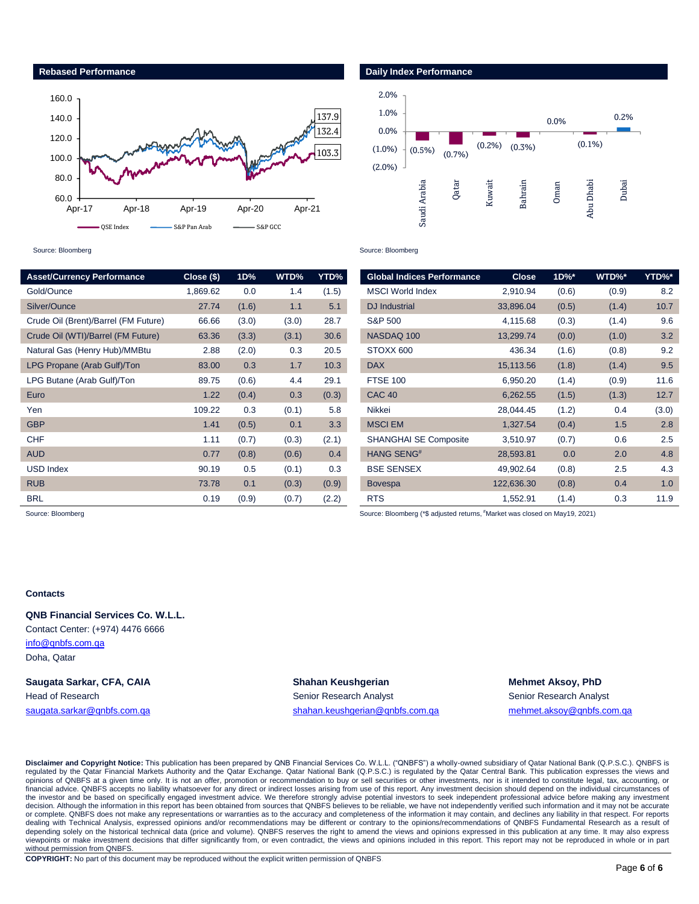## Rebased Performance

160.0
140.0
120.0
100.0
80.0
60.0

Apr-17 Apr-18 Apr-19 Apr-20 Apr-21

137.9
132.4
103.3

QSE Index S&P Pan Arab S&P GCC

Source: Bloomberg

## Daily Index Performance

2.0%
1.0%
0.0%
(1.0%)
(2.0%)

(0.5%) (0.7%) (0.2%) (0.3%) 0.0% (0.1%) 0.2%

Saudi Arabia Qatar Kuwait Bahrain Oman Abu Dhabi Dubai

Source: Bloomberg

| Asset/Currency Performance | Close ($) | 1D% | WTD% | YTD% |
|---|---|---|---|---|
| Gold/Ounce | 1,869.62 | 0.0 | 1.4 | (1.5) |
| Silver/Ounce | 27.74 | (1.6) | 1.1 | 5.1 |
| Crude Oil (Brent)/Barrel (FM Future) | 66.66 | (3.0) | (3.0) | 28.7 |
| Crude Oil (WTI)/Barrel (FM Future) | 63.36 | (3.3) | (3.1) | 30.6 |
| Natural Gas (Henry Hub)/MMBtu | 2.88 | (2.0) | 0.3 | 20.5 |
| LPG Propane (Arab Gulf)/Ton | 83.00 | 0.3 | 1.7 | 10.3 |
| LPG Butane (Arab Gulf)/Ton | 89.75 | (0.6) | 4.4 | 29.1 |
| Euro | 1.22 | (0.4) | 0.3 | (0.3) |
| Yen | 109.22 | 0.3 | (0.1) | 5.8 |
| GBP | 1.41 | (0.5) | 0.1 | 3.3 |
| CHF | 1.11 | (0.7) | (0.3) | (2.1) |
| AUD | 0.77 | (0.8) | (0.6) | 0.4 |
| USD Index | 90.19 | 0.5 | (0.1) | 0.3 |
| RUB | 73.78 | 0.1 | (0.3) | (0.9) |
| BRL | 0.19 | (0.9) | (0.7) | (2.2) |

Source: Bloomberg

| Global Indices Performance | Close | 1D%* | WTD%* | YTD%* |
|---|---|---|---|---|
| MSCI World Index | 2,910.94 | (0.6) | (0.9) | 8.2 |
| DJ Industrial | 33,896.04 | (0.5) | (1.4) | 10.7 |
| S&P 500 | 4,115.68 | (0.3) | (1.4) | 9.6 |
| NASDAQ 100 | 13,299.74 | (0.0) | (1.0) | 3.2 |
| STOXX 600 | 436.34 | (1.6) | (0.8) | 9.2 |
| DAX | 15,113.56 | (1.8) | (1.4) | 9.5 |
| FTSE 100 | 6,950.20 | (1.4) | (0.9) | 11.6 |
| CAC 40 | 6,262.55 | (1.5) | (1.3) | 12.7 |
| Nikkei | 28,044.45 | (1.2) | 0.4 | (3.0) |
| MSCI EM | 1,327.54 | (0.4) | 1.5 | 2.8 |
| SHANGHAI SE Composite | 3,510.97 | (0.7) | 0.6 | 2.5 |
| HANG SENG# | 28,593.81 | 0.0 | 2.0 | 4.8 |
| BSE SENSEX | 49,902.64 | (0.8) | 2.5 | 4.3 |
| Bovespa | 122,636.30 | (0.8) | 0.4 | 1.0 |
| RTS | 1,552.91 | (1.4) | 0.3 | 11.9 |

Source: Bloomberg (*$ adjusted returns, #Market was closed on May19, 2021)

**Contacts**

**QNB Financial Services Co. W.L.L.**
Contact Center: (+974) 4476 6666
info@qnbfs.com.qa
Doha, Qatar

**Saugata Sarkar, CFA, CAIA**
Head of Research
saugata.sarkar@qnbfs.com.qa

**Shahan Keushgerian**
Senior Research Analyst
shahan.keushgerian@qnbfs.com.qa

**Mehmet Aksoy, PhD**
Senior Research Analyst
mehmet.aksoy@qnbfs.com.qa

**Disclaimer and Copyright Notice:** This publication has been prepared by QNB Financial Services Co. W.L.L. ("QNBFS") a wholly-owned subsidiary of Qatar National Bank (Q.P.S.C.). QNBFS is regulated by the Qatar Financial Markets Authority and the Qatar Exchange. Qatar National Bank (Q.P.S.C.) is regulated by the Qatar Central Bank. This publication expresses the views and opinions of QNBFS at a given time only. It is not an offer, promotion or recommendation to buy or sell securities or other investments, nor is it intended to constitute legal, tax, accounting, or financial advice. QNBFS accepts no liability whatsoever for any direct or indirect losses arising from use of this report. Any investment decision should depend on the individual circumstances of the investor and be based on specifically engaged investment advice. We therefore strongly advise potential investors to seek independent professional advice before making any investment decision. Although the information in this report has been obtained from sources that QNBFS believes to be reliable, we have not independently verified such information and it may not be accurate or complete. QNBFS does not make any representations or warranties as to the accuracy and completeness of the information it may contain, and declines any liability in that respect. For reports dealing with Technical Analysis, expressed opinions and/or recommendations may be different or contrary to the opinions/recommendations of QNBFS Fundamental Research as a result of depending solely on the historical technical data (price and volume). QNBFS reserves the right to amend the views and opinions expressed in this publication at any time. It may also express viewpoints or make investment decisions that differ significantly from, or even contradict, the views and opinions included in this report. This report may not be reproduced in whole or in part without permission from QNBFS.

**COPYRIGHT:** No part of this document may be reproduced without the explicit written permission of QNBFS.